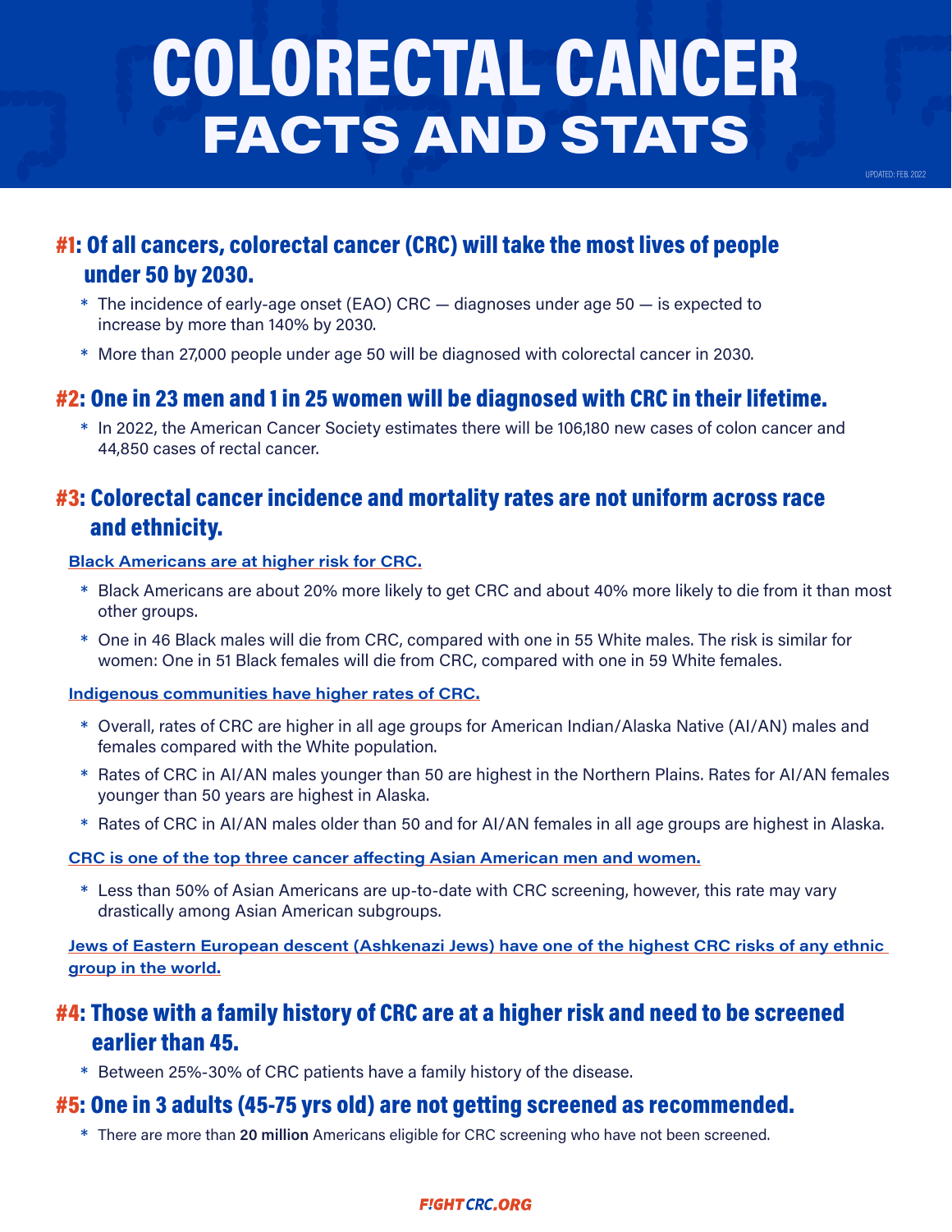# COLORECTAL CANCER FACTS AND STATS

UPDATED: FEB. 2022

## #1: Of all cancers, colorectal cancer (CRC) will take the most lives of people under 50 by 2030.

* The incidence of early-age onset (EAO) CRC — diagnoses under age 50 — is expected to increase by more than 140% by 2030.
* More than 27,000 people under age 50 will be diagnosed with colorectal cancer in 2030.

## #2: One in 23 men and 1 in 25 women will be diagnosed with CRC in their lifetime.

* In 2022, the American Cancer Society estimates there will be 106,180 new cases of colon cancer and 44,850 cases of rectal cancer.

## #3: Colorectal cancer incidence and mortality rates are not uniform across race and ethnicity.

**Black Americans are at higher risk for CRC.**

* Black Americans are about 20% more likely to get CRC and about 40% more likely to die from it than most other groups.
* One in 46 Black males will die from CRC, compared with one in 55 White males. The risk is similar for women: One in 51 Black females will die from CRC, compared with one in 59 White females.

**Indigenous communities have higher rates of CRC.**

* Overall, rates of CRC are higher in all age groups for American Indian/Alaska Native (AI/AN) males and females compared with the White population.
* Rates of CRC in AI/AN males younger than 50 are highest in the Northern Plains. Rates for AI/AN females younger than 50 years are highest in Alaska.
* Rates of CRC in AI/AN males older than 50 and for AI/AN females in all age groups are highest in Alaska.

**CRC is one of the top three cancer affecting Asian American men and women.**

* Less than 50% of Asian Americans are up-to-date with CRC screening, however, this rate may vary drastically among Asian American subgroups.

**Jews of Eastern European descent (Ashkenazi Jews) have one of the highest CRC risks of any ethnic group in the world.**

## #4: Those with a family history of CRC are at a higher risk and need to be screened earlier than 45.

* Between 25%-30% of CRC patients have a family history of the disease.

## #5: One in 3 adults (45-75 yrs old) are not getting screened as recommended.

* There are more than **20 million** Americans eligible for CRC screening who have not been screened.

FIGHTCRC.ORG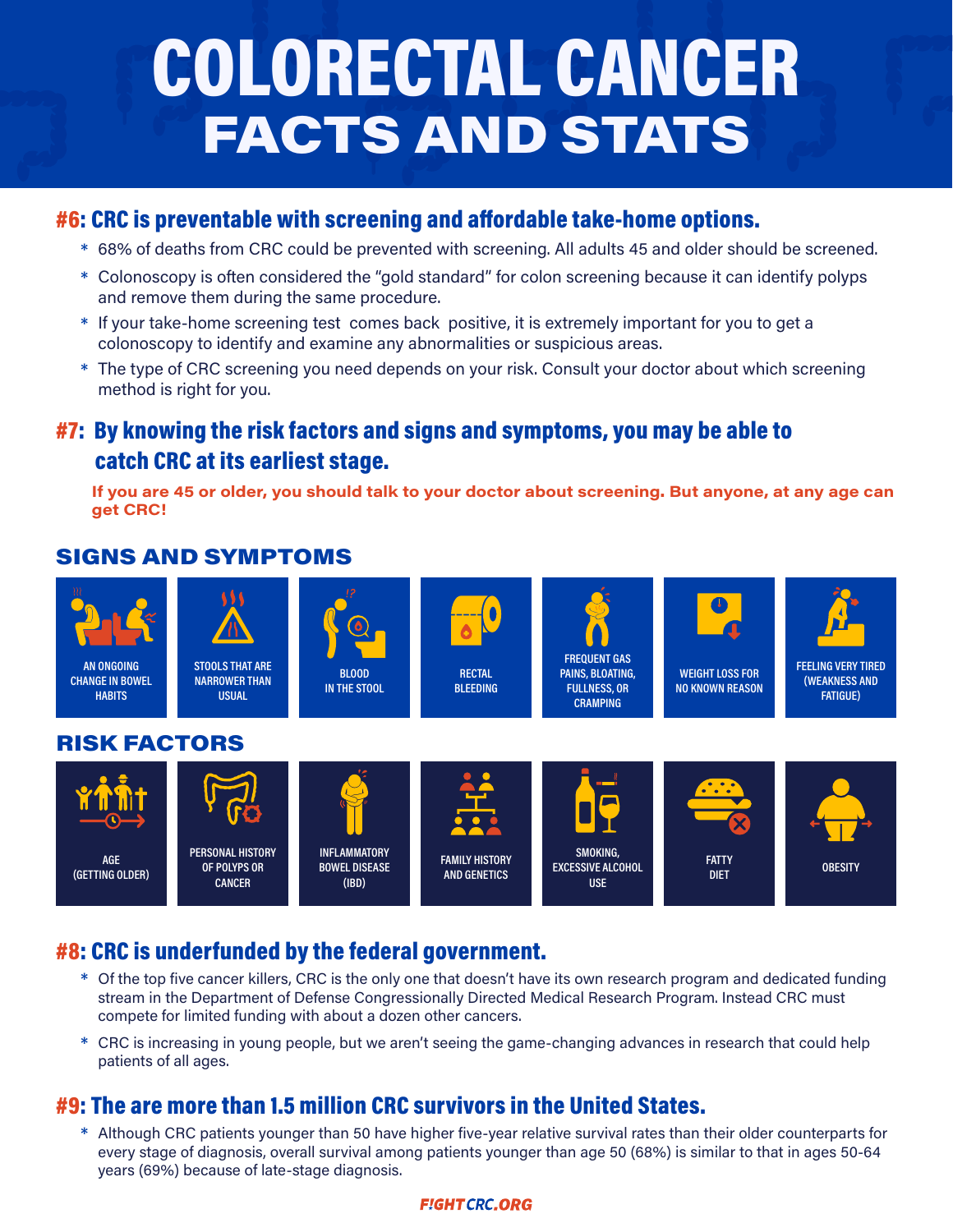# COLORECTAL CANCER FACTS AND STATS

## #6: CRC is preventable with screening and affordable take-home options.

* 68% of deaths from CRC could be prevented with screening. All adults 45 and older should be screened.
* Colonoscopy is often considered the "gold standard" for colon screening because it can identify polyps and remove them during the same procedure.
* If your take-home screening test comes back positive, it is extremely important for you to get a colonoscopy to identify and examine any abnormalities or suspicious areas.
* The type of CRC screening you need depends on your risk. Consult your doctor about which screening method is right for you.

## #7: By knowing the risk factors and signs and symptoms, you may be able to catch CRC at its earliest stage.

**If you are 45 or older, you should talk to your doctor about screening. But anyone, at any age can get CRC!**

### SIGNS AND SYMPTOMS

- AN ONGOING CHANGE IN BOWEL HABITS
- STOOLS THAT ARE NARROWER THAN USUAL
- BLOOD IN THE STOOL
- RECTAL BLEEDING
- FREQUENT GAS PAINS, BLOATING, FULLNESS, OR CRAMPING
- WEIGHT LOSS FOR NO KNOWN REASON
- FEELING VERY TIRED (WEAKNESS AND FATIGUE)

### RISK FACTORS

- AGE (GETTING OLDER)
- PERSONAL HISTORY OF POLYPS OR CANCER
- INFLAMMATORY BOWEL DISEASE (IBD)
- FAMILY HISTORY AND GENETICS
- SMOKING, EXCESSIVE ALCOHOL USE
- FATTY DIET
- OBESITY

## #8: CRC is underfunded by the federal government.

* Of the top five cancer killers, CRC is the only one that doesn't have its own research program and dedicated funding stream in the Department of Defense Congressionally Directed Medical Research Program. Instead CRC must compete for limited funding with about a dozen other cancers.
* CRC is increasing in young people, but we aren't seeing the game-changing advances in research that could help patients of all ages.

## #9: The are more than 1.5 million CRC survivors in the United States.

* Although CRC patients younger than 50 have higher five-year relative survival rates than their older counterparts for every stage of diagnosis, overall survival among patients younger than age 50 (68%) is similar to that in ages 50-64 years (69%) because of late-stage diagnosis.

FIGHTCRC.ORG